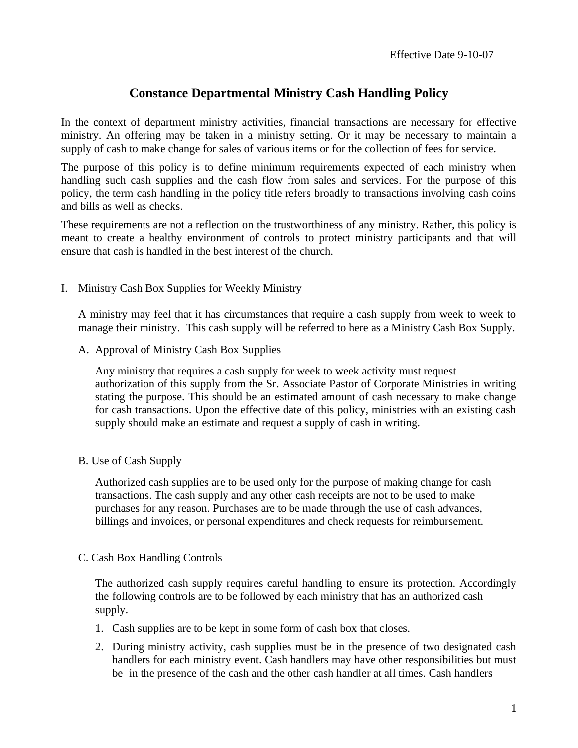Effective Date 9-10-07

# Constance Departmental Ministry Cash Handling Policy

In the context of department ministry activities, financial transactions are necessary for effective ministry. An offering may be taken in a ministry setting. Or it may be necessary to maintain a supply of cash to make change for sales of various items or for the collection of fees for service.

The purpose of this policy is to define minimum requirements expected of each ministry when handling such cash supplies and the cash flow from sales and services. For the purpose of this policy, the term cash handling in the policy title refers broadly to transactions involving cash coins and bills as well as checks.

These requirements are not a reflection on the trustworthiness of any ministry. Rather, this policy is meant to create a healthy environment of controls to protect ministry participants and that will ensure that cash is handled in the best interest of the church.

## I. Ministry Cash Box Supplies for Weekly Ministry

A ministry may feel that it has circumstances that require a cash supply from week to week to manage their ministry. This cash supply will be referred to here as a Ministry Cash Box Supply.

### A. Approval of Ministry Cash Box Supplies

Any ministry that requires a cash supply for week to week activity must request authorization of this supply from the Sr. Associate Pastor of Corporate Ministries in writing stating the purpose. This should be an estimated amount of cash necessary to make change for cash transactions. Upon the effective date of this policy, ministries with an existing cash supply should make an estimate and request a supply of cash in writing.

### B. Use of Cash Supply

Authorized cash supplies are to be used only for the purpose of making change for cash transactions. The cash supply and any other cash receipts are not to be used to make purchases for any reason. Purchases are to be made through the use of cash advances, billings and invoices, or personal expenditures and check requests for reimbursement.

### C. Cash Box Handling Controls

The authorized cash supply requires careful handling to ensure its protection. Accordingly the following controls are to be followed by each ministry that has an authorized cash supply.

1. Cash supplies are to be kept in some form of cash box that closes.
2. During ministry activity, cash supplies must be in the presence of two designated cash handlers for each ministry event. Cash handlers may have other responsibilities but must be in the presence of the cash and the other cash handler at all times. Cash handlers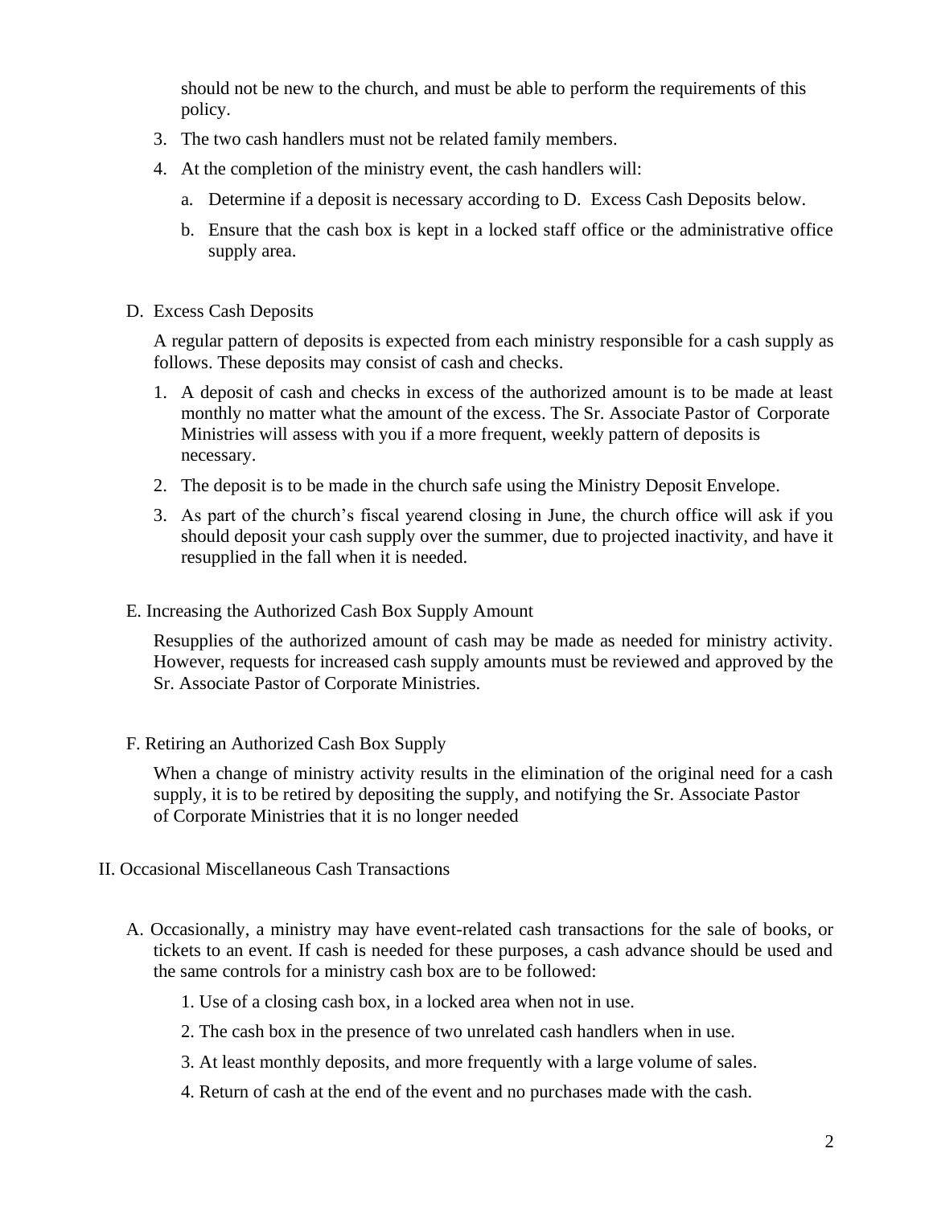should not be new to the church, and must be able to perform the requirements of this policy.

3. The two cash handlers must not be related family members.
4. At the completion of the ministry event, the cash handlers will:
   a. Determine if a deposit is necessary according to D. Excess Cash Deposits below.
   b. Ensure that the cash box is kept in a locked staff office or the administrative office supply area.

D. Excess Cash Deposits

A regular pattern of deposits is expected from each ministry responsible for a cash supply as follows. These deposits may consist of cash and checks.

1. A deposit of cash and checks in excess of the authorized amount is to be made at least monthly no matter what the amount of the excess. The Sr. Associate Pastor of Corporate Ministries will assess with you if a more frequent, weekly pattern of deposits is necessary.
2. The deposit is to be made in the church safe using the Ministry Deposit Envelope.
3. As part of the church's fiscal yearend closing in June, the church office will ask if you should deposit your cash supply over the summer, due to projected inactivity, and have it resupplied in the fall when it is needed.

E. Increasing the Authorized Cash Box Supply Amount

Resupplies of the authorized amount of cash may be made as needed for ministry activity. However, requests for increased cash supply amounts must be reviewed and approved by the Sr. Associate Pastor of Corporate Ministries.

F. Retiring an Authorized Cash Box Supply

When a change of ministry activity results in the elimination of the original need for a cash supply, it is to be retired by depositing the supply, and notifying the Sr. Associate Pastor of Corporate Ministries that it is no longer needed

II. Occasional Miscellaneous Cash Transactions

A. Occasionally, a ministry may have event-related cash transactions for the sale of books, or tickets to an event. If cash is needed for these purposes, a cash advance should be used and the same controls for a ministry cash box are to be followed:

   1. Use of a closing cash box, in a locked area when not in use.
   2. The cash box in the presence of two unrelated cash handlers when in use.
   3. At least monthly deposits, and more frequently with a large volume of sales.
   4. Return of cash at the end of the event and no purchases made with the cash.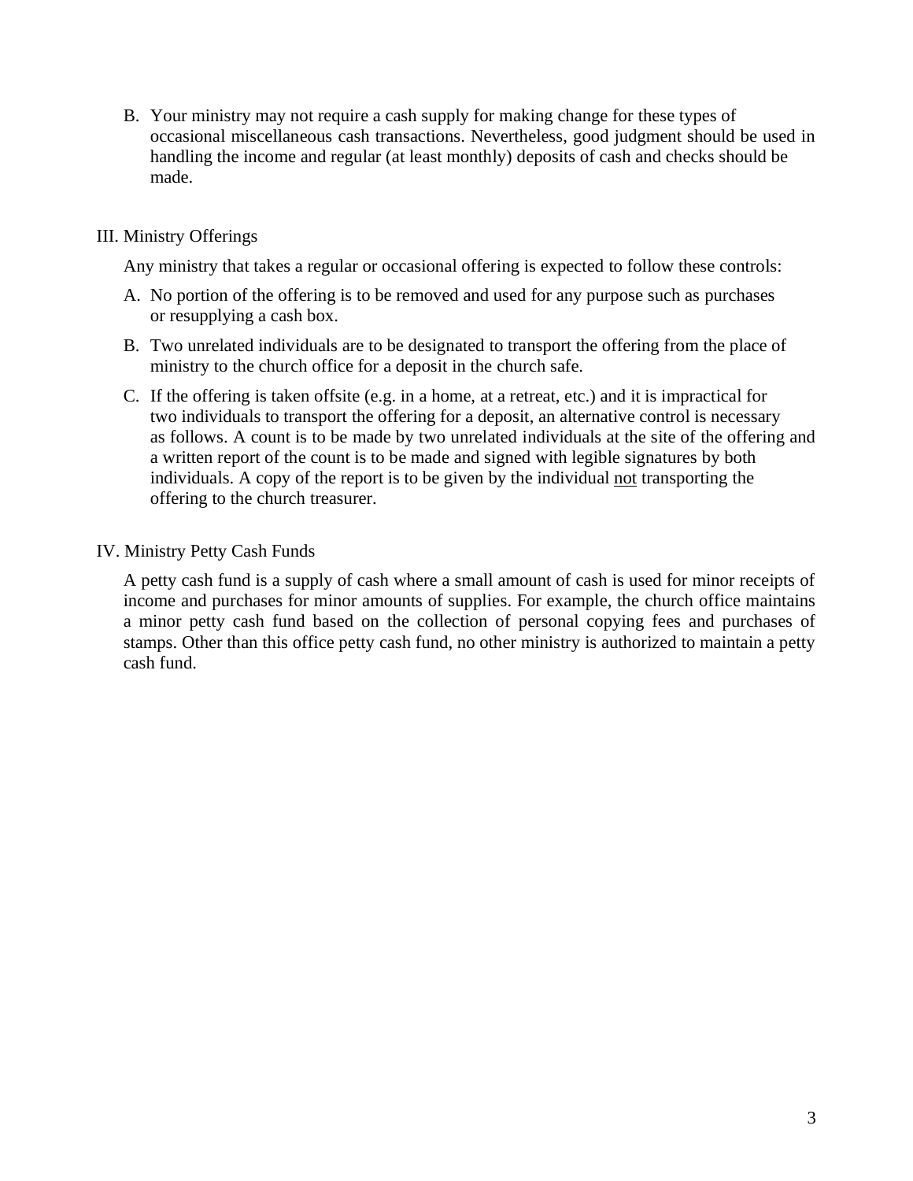B. Your ministry may not require a cash supply for making change for these types of occasional miscellaneous cash transactions. Nevertheless, good judgment should be used in handling the income and regular (at least monthly) deposits of cash and checks should be made.

## III. Ministry Offerings

Any ministry that takes a regular or occasional offering is expected to follow these controls:

A. No portion of the offering is to be removed and used for any purpose such as purchases or resupplying a cash box.

B. Two unrelated individuals are to be designated to transport the offering from the place of ministry to the church office for a deposit in the church safe.

C. If the offering is taken offsite (e.g. in a home, at a retreat, etc.) and it is impractical for two individuals to transport the offering for a deposit, an alternative control is necessary as follows. A count is to be made by two unrelated individuals at the site of the offering and a written report of the count is to be made and signed with legible signatures by both individuals. A copy of the report is to be given by the individual <u>not</u> transporting the offering to the church treasurer.

## IV. Ministry Petty Cash Funds

A petty cash fund is a supply of cash where a small amount of cash is used for minor receipts of income and purchases for minor amounts of supplies. For example, the church office maintains a minor petty cash fund based on the collection of personal copying fees and purchases of stamps. Other than this office petty cash fund, no other ministry is authorized to maintain a petty cash fund.